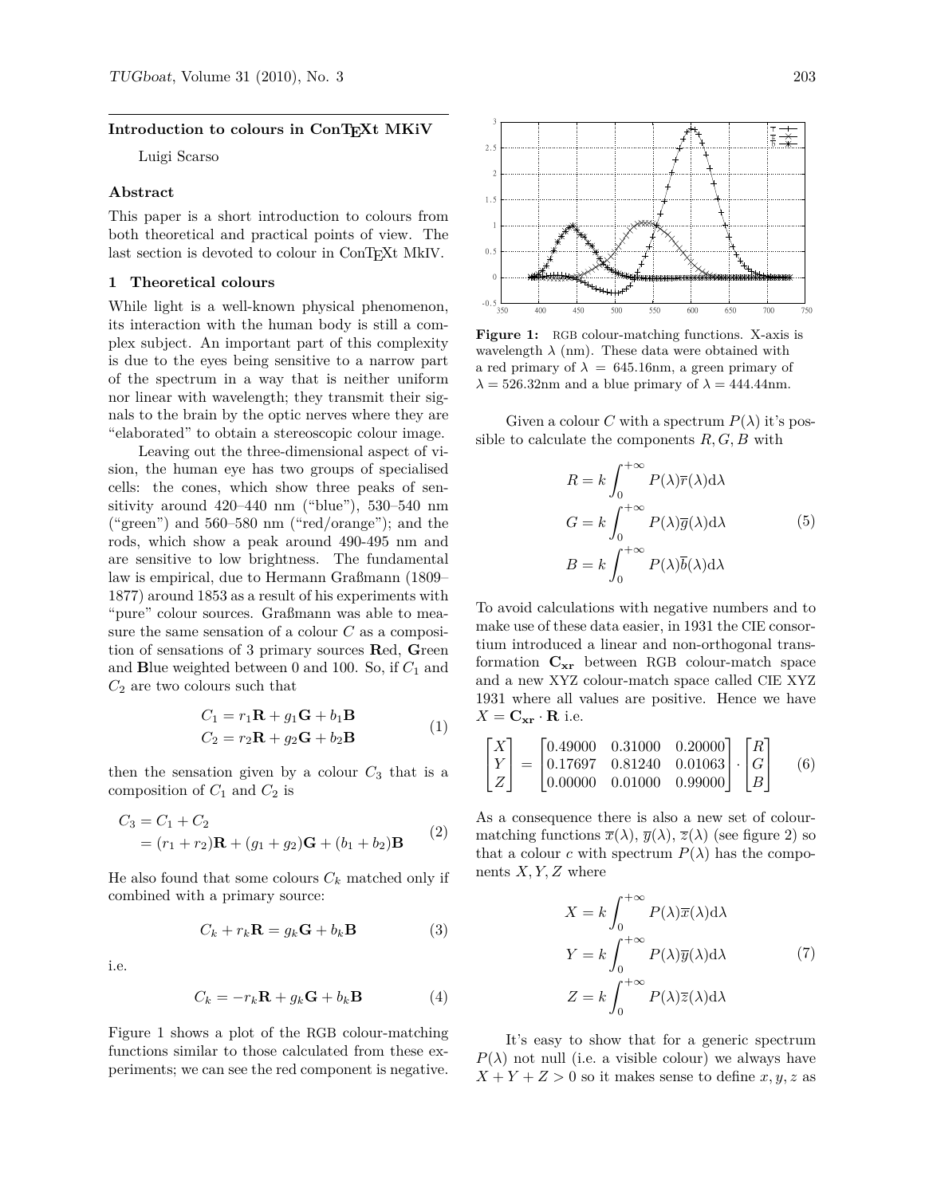## Introduction to colours in ConTEXt MKiV

Luigi Scarso

### Abstract

This paper is a short introduction to colours from both theoretical and practical points of view. The last section is devoted to colour in ConTEXt MkIV.

### 1 Theoretical colours

While light is a well-known physical phenomenon, its interaction with the human body is still a complex subject. An important part of this complexity is due to the eyes being sensitive to a narrow part of the spectrum in a way that is neither uniform nor linear with wavelength; they transmit their signals to the brain by the optic nerves where they are "elaborated" to obtain a stereoscopic colour image.

Leaving out the three-dimensional aspect of vision, the human eye has two groups of specialised cells: the cones, which show three peaks of sensitivity around 420–440 nm ("blue"), 530–540 nm ("green") and 560–580 nm ("red/orange"); and the rods, which show a peak around 490-495 nm and are sensitive to low brightness. The fundamental law is empirical, due to Hermann Graßmann (1809–1877) around 1853 as a result of his experiments with "pure" colour sources. Graßmann was able to measure the same sensation of a colour $C$ as a composition of sensations of 3 primary sources **R**ed, **G**reen and **B**lue weighted between 0 and 100. So, if $C_1$ and $C_2$ are two colours such that

$$
\begin{aligned}
C_1 &= r_1\mathbf{R} + g_1\mathbf{G} + b_1\mathbf{B} \\
C_2 &= r_2\mathbf{R} + g_2\mathbf{G} + b_2\mathbf{B}
\end{aligned}
\tag{1}
$$

then the sensation given by a colour $C_3$ that is a composition of $C_1$ and $C_2$ is

$$
\begin{aligned}
C_3 &= C_1 + C_2 \\
&= (r_1 + r_2)\mathbf{R} + (g_1 + g_2)\mathbf{G} + (b_1 + b_2)\mathbf{B}
\end{aligned}
\tag{2}
$$

He also found that some colours $C_k$ matched only if combined with a primary source:

$$
C_k + r_k\mathbf{R} = g_k\mathbf{G} + b_k\mathbf{B} \tag{3}
$$

i.e.

$$
C_k = -r_k\mathbf{R} + g_k\mathbf{G} + b_k\mathbf{B} \tag{4}
$$

Figure 1 shows a plot of the RGB colour-matching functions similar to those calculated from these experiments; we can see the red component is negative.

3
2.5
2
1.5
1
0.5
0
-0.5
350 400 450 500 550 600 650 700 750

**Figure 1:** RGB colour-matching functions. X-axis is wavelength $\lambda$ (nm). These data were obtained with a red primary of $\lambda = 645.16$nm, a green primary of $\lambda = 526.32$nm and a blue primary of $\lambda = 444.44$nm.

Given a colour $C$ with a spectrum $P(\lambda)$ it's possible to calculate the components $R, G, B$ with

$$
\begin{aligned}
R &= k\int_0^{+\infty} P(\lambda)\overline{r}(\lambda)\mathrm{d}\lambda \\
G &= k\int_0^{+\infty} P(\lambda)\overline{g}(\lambda)\mathrm{d}\lambda \\
B &= k\int_0^{+\infty} P(\lambda)\overline{b}(\lambda)\mathrm{d}\lambda
\end{aligned}
\tag{5}
$$

To avoid calculations with negative numbers and to make use of these data easier, in 1931 the CIE consortium introduced a linear and non-orthogonal transformation $\mathbf{C_{xr}}$ between RGB colour-match space and a new XYZ colour-match space called CIE XYZ 1931 where all values are positive. Hence we have $X = \mathbf{C_{xr}} \cdot \mathbf{R}$ i.e.

$$
\begin{bmatrix} X \\ Y \\ Z \end{bmatrix} = \begin{bmatrix} 0.49000 & 0.31000 & 0.20000 \\ 0.17697 & 0.81240 & 0.01063 \\ 0.00000 & 0.01000 & 0.99000 \end{bmatrix} \cdot \begin{bmatrix} R \\ G \\ B \end{bmatrix} \tag{6}
$$

As a consequence there is also a new set of colour-matching functions $\overline{x}(\lambda)$, $\overline{y}(\lambda)$, $\overline{z}(\lambda)$ (see figure 2) so that a colour $c$ with spectrum $P(\lambda)$ has the components $X, Y, Z$ where

$$
\begin{aligned}
X &= k\int_0^{+\infty} P(\lambda)\overline{x}(\lambda)\mathrm{d}\lambda \\
Y &= k\int_0^{+\infty} P(\lambda)\overline{y}(\lambda)\mathrm{d}\lambda \\
Z &= k\int_0^{+\infty} P(\lambda)\overline{z}(\lambda)\mathrm{d}\lambda
\end{aligned}
\tag{7}
$$

It's easy to show that for a generic spectrum $P(\lambda)$ not null (i.e. a visible colour) we always have $X + Y + Z > 0$ so it makes sense to define $x, y, z$ as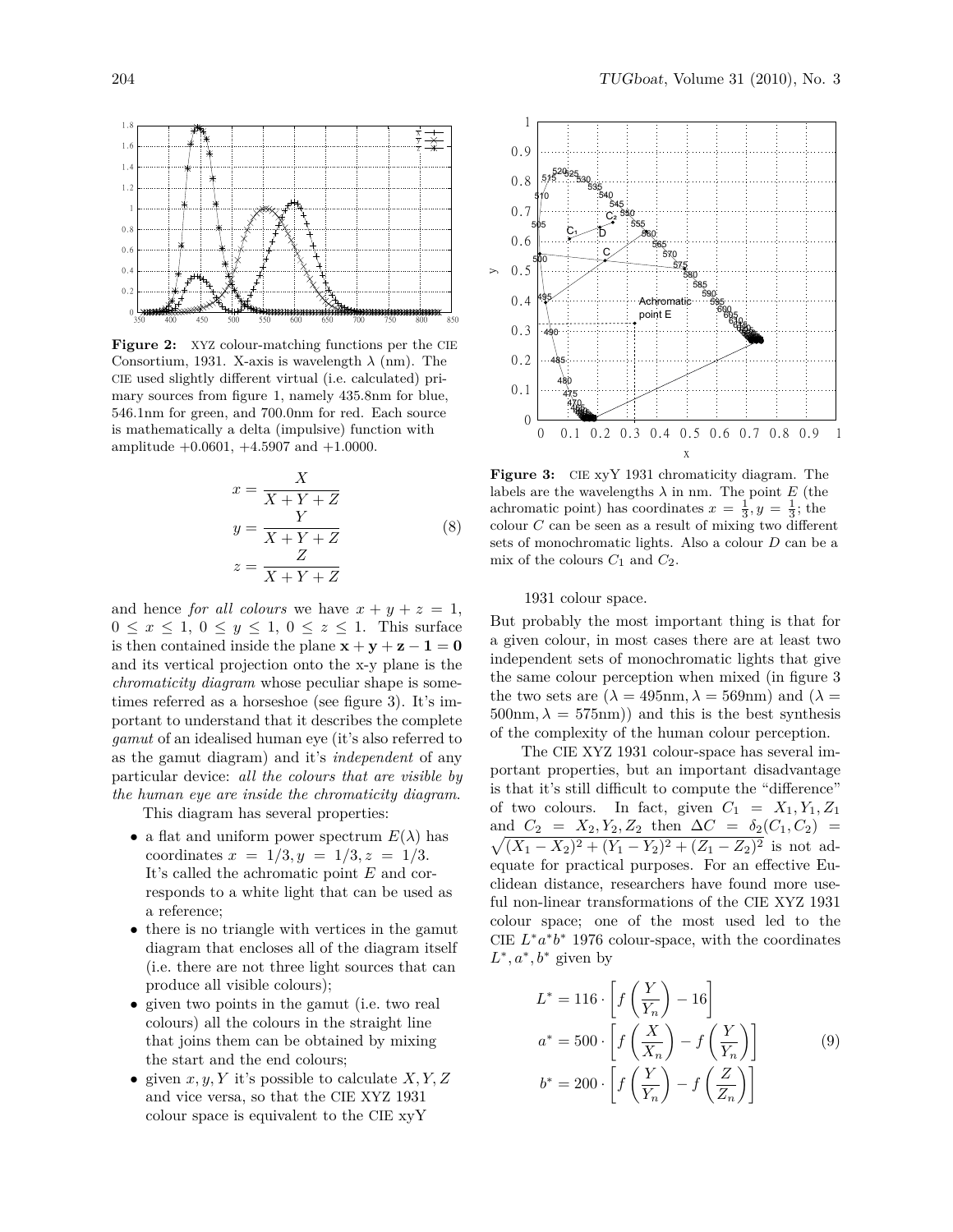**Figure 2:** XYZ colour-matching functions per the CIE Consortium, 1931. X-axis is wavelength $\lambda$ (nm). The CIE used slightly different virtual (i.e. calculated) primary sources from figure 1, namely 435.8nm for blue, 546.1nm for green, and 700.0nm for red. Each source is mathematically a delta (impulsive) function with amplitude +0.0601, +4.5907 and +1.0000.

$$
\begin{aligned}
x &= \frac{X}{X+Y+Z} \\
y &= \frac{Y}{X+Y+Z} \\
z &= \frac{Z}{X+Y+Z}
\end{aligned}
\tag{8}
$$

and hence *for all colours* we have $x + y + z = 1$, $0 \le x \le 1$, $0 \le y \le 1$, $0 \le z \le 1$. This surface is then contained inside the plane $\mathbf{x} + \mathbf{y} + \mathbf{z} - \mathbf{1} = \mathbf{0}$ and its vertical projection onto the x-y plane is the *chromaticity diagram* whose peculiar shape is sometimes referred as a horseshoe (see figure 3). It's important to understand that it describes the complete *gamut* of an idealised human eye (it's also referred to as the gamut diagram) and it's *independent* of any particular device: *all the colours that are visible by the human eye are inside the chromaticity diagram.*

This diagram has several properties:

- a flat and uniform power spectrum $E(\lambda)$ has coordinates $x = 1/3, y = 1/3, z = 1/3$. It's called the achromatic point $E$ and corresponds to a white light that can be used as a reference;
- there is no triangle with vertices in the gamut diagram that encloses all of the diagram itself (i.e. there are not three light sources that can produce all visible colours);
- given two points in the gamut (i.e. two real colours) all the colours in the straight line that joins them can be obtained by mixing the start and the end colours;
- given $x, y, Y$ it's possible to calculate $X, Y, Z$ and vice versa, so that the CIE XYZ 1931 colour space is equivalent to the CIE xyY 1931 colour space.

**Figure 3:** CIE xyY 1931 chromaticity diagram. The labels are the wavelengths $\lambda$ in nm. The point $E$ (the achromatic point) has coordinates $x = \frac{1}{3}, y = \frac{1}{3}$; the colour $C$ can be seen as a result of mixing two different sets of monochromatic lights. Also a colour $D$ can be a mix of the colours $C_1$ and $C_2$.

But probably the most important thing is that for a given colour, in most cases there are at least two independent sets of monochromatic lights that give the same colour perception when mixed (in figure 3 the two sets are ($\lambda = 495$nm, $\lambda = 569$nm) and ($\lambda = 500$nm, $\lambda = 575$nm)) and this is the best synthesis of the complexity of the human colour perception.

The CIE XYZ 1931 colour-space has several important properties, but an important disadvantage is that it's still difficult to compute the "difference" of two colours. In fact, given $C_1 = X_1, Y_1, Z_1$ and $C_2 = X_2, Y_2, Z_2$ then $\Delta C = \delta_2(C_1, C_2) = \sqrt{(X_1 - X_2)^2 + (Y_1 - Y_2)^2 + (Z_1 - Z_2)^2}$ is not adequate for practical purposes. For an effective Euclidean distance, researchers have found more useful non-linear transformations of the CIE XYZ 1931 colour space; one of the most used led to the CIE $L^*a^*b^*$ 1976 colour-space, with the coordinates $L^*, a^*, b^*$ given by

$$
\begin{aligned}
L^* &= 116 \cdot \left[ f\left(\frac{Y}{Y_n}\right) - 16 \right] \\
a^* &= 500 \cdot \left[ f\left(\frac{X}{X_n}\right) - f\left(\frac{Y}{Y_n}\right) \right] \\
b^* &= 200 \cdot \left[ f\left(\frac{Y}{Y_n}\right) - f\left(\frac{Z}{Z_n}\right) \right]
\end{aligned}
\tag{9}
$$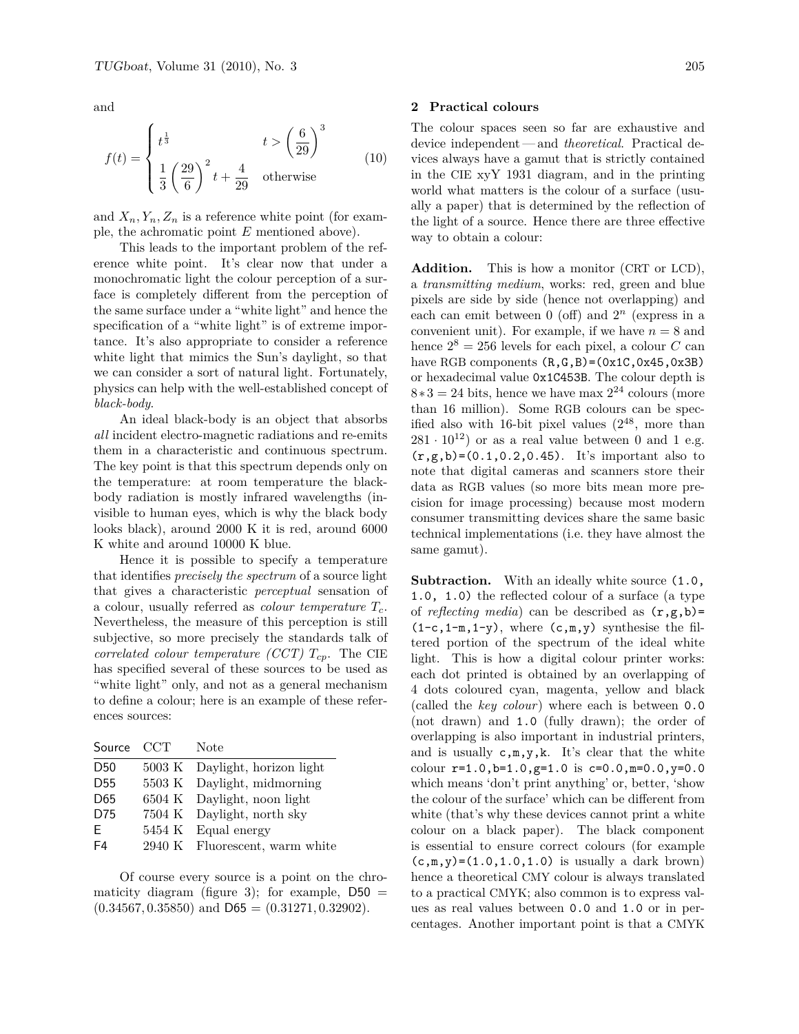and

$$f(t) = \begin{cases} t^{\frac{1}{3}} & t > \left(\dfrac{6}{29}\right)^3 \\ \dfrac{1}{3}\left(\dfrac{29}{6}\right)^2 t + \dfrac{4}{29} & \text{otherwise} \end{cases} \tag{10}$$

and $X_n, Y_n, Z_n$ is a reference white point (for example, the achromatic point $E$ mentioned above).

This leads to the important problem of the reference white point. It's clear now that under a monochromatic light the colour perception of a surface is completely different from the perception of the same surface under a "white light" and hence the specification of a "white light" is of extreme importance. It's also appropriate to consider a reference white light that mimics the Sun's daylight, so that we can consider a sort of natural light. Fortunately, physics can help with the well-established concept of *black-body*.

An ideal black-body is an object that absorbs *all* incident electro-magnetic radiations and re-emits them in a characteristic and continuous spectrum. The key point is that this spectrum depends only on the temperature: at room temperature the black-body radiation is mostly infrared wavelengths (invisible to human eyes, which is why the black body looks black), around 2000 K it is red, around 6000 K white and around 10000 K blue.

Hence it is possible to specify a temperature that identifies *precisely the spectrum* of a source light that gives a characteristic *perceptual* sensation of a colour, usually referred as *colour temperature* $T_c$. Nevertheless, the measure of this perception is still subjective, so more precisely the standards talk of *correlated colour temperature (CCT)* $T_{cp}$. The CIE has specified several of these sources to be used as "white light" only, and not as a general mechanism to define a colour; here is an example of these references sources:

| Source | CCT | Note |
|---|---|---|
| D50 | 5003 K | Daylight, horizon light |
| D55 | 5503 K | Daylight, midmorning |
| D65 | 6504 K | Daylight, noon light |
| D75 | 7504 K | Daylight, north sky |
| E | 5454 K | Equal energy |
| F4 | 2940 K | Fluorescent, warm white |

Of course every source is a point on the chromaticity diagram (figure 3); for example, D50 $= (0.34567, 0.35850)$ and D65 $= (0.31271, 0.32902)$.

## 2 Practical colours

The colour spaces seen so far are exhaustive and device independent — and *theoretical*. Practical devices always have a gamut that is strictly contained in the CIE xyY 1931 diagram, and in the printing world what matters is the colour of a surface (usually a paper) that is determined by the reflection of the light of a source. Hence there are three effective way to obtain a colour:

**Addition.** This is how a monitor (CRT or LCD), a *transmitting medium*, works: red, green and blue pixels are side by side (hence not overlapping) and each can emit between 0 (off) and $2^n$ (express in a convenient unit). For example, if we have $n = 8$ and hence $2^8 = 256$ levels for each pixel, a colour $C$ can have RGB components `(R,G,B)=(0x1C,0x45,0x3B)` or hexadecimal value `0x1C453B`. The colour depth is $8 * 3 = 24$ bits, hence we have max $2^{24}$ colours (more than 16 million). Some RGB colours can be specified also with 16-bit pixel values ($2^{48}$, more than $281 \cdot 10^{12}$) or as a real value between 0 and 1 e.g. `(r,g,b)=(0.1,0.2,0.45)`. It's important also to note that digital cameras and scanners store their data as RGB values (so more bits mean more precision for image processing) because most modern consumer transmitting devices share the same basic technical implementations (i.e. they have almost the same gamut).

**Subtraction.** With an ideally white source `(1.0, 1.0, 1.0)` the reflected colour of a surface (a type of *reflecting media*) can be described as `(r,g,b)= (1-c,1-m,1-y)`, where `(c,m,y)` synthesise the filtered portion of the spectrum of the ideal white light. This is how a digital colour printer works: each dot printed is obtained by an overlapping of 4 dots coloured cyan, magenta, yellow and black (called the *key colour*) where each is between `0.0` (not drawn) and `1.0` (fully drawn); the order of overlapping is also important in industrial printers, and is usually `c,m,y,k`. It's clear that the white colour `r=1.0,b=1.0,g=1.0` is `c=0.0,m=0.0,y=0.0` which means 'don't print anything' or, better, 'show the colour of the surface' which can be different from white (that's why these devices cannot print a white colour on a black paper). The black component is essential to ensure correct colours (for example `(c,m,y)=(1.0,1.0,1.0)` is usually a dark brown) hence a theoretical CMY colour is always translated to a practical CMYK; also common is to express values as real values between `0.0` and `1.0` or in percentages. Another important point is that a CMYK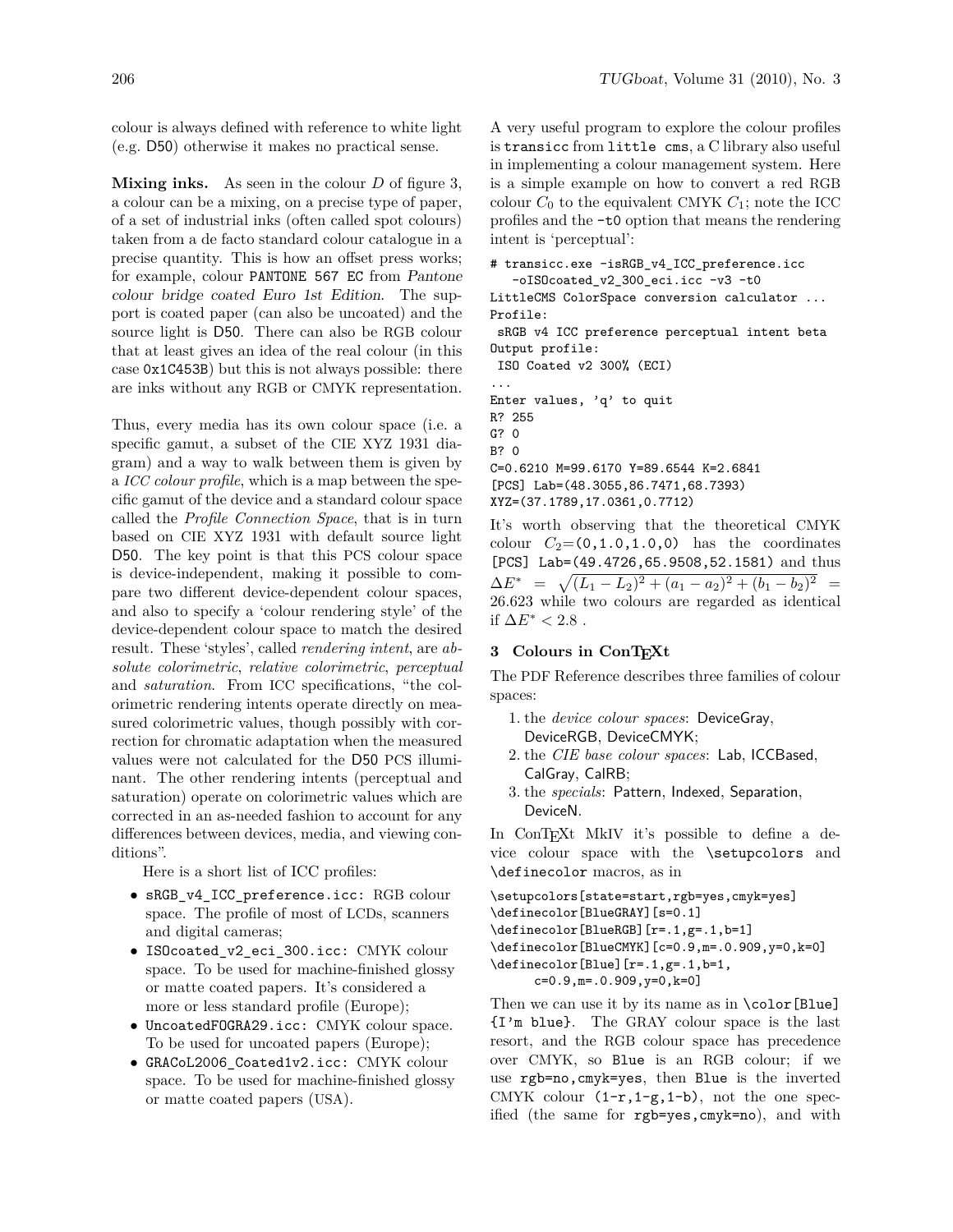colour is always defined with reference to white light (e.g. D50) otherwise it makes no practical sense.

**Mixing inks.** As seen in the colour $D$ of figure 3, a colour can be a mixing, on a precise type of paper, of a set of industrial inks (often called spot colours) taken from a de facto standard colour catalogue in a precise quantity. This is how an offset press works; for example, colour `PANTONE 567 EC` from *Pantone colour bridge coated Euro 1st Edition*. The support is coated paper (can also be uncoated) and the source light is D50. There can also be RGB colour that at least gives an idea of the real colour (in this case `0x1C453B`) but this is not always possible: there are inks without any RGB or CMYK representation.

Thus, every media has its own colour space (i.e. a specific gamut, a subset of the CIE XYZ 1931 diagram) and a way to walk between them is given by a *ICC colour profile*, which is a map between the specific gamut of the device and a standard colour space called the *Profile Connection Space*, that is in turn based on CIE XYZ 1931 with default source light D50. The key point is that this PCS colour space is device-independent, making it possible to compare two different device-dependent colour spaces, and also to specify a 'colour rendering style' of the device-dependent colour space to match the desired result. These 'styles', called *rendering intent*, are *absolute colorimetric*, *relative colorimetric*, *perceptual* and *saturation*. From ICC specifications, "the colorimetric rendering intents operate directly on measured colorimetric values, though possibly with correction for chromatic adaptation when the measured values were not calculated for the D50 PCS illuminant. The other rendering intents (perceptual and saturation) operate on colorimetric values which are corrected in an as-needed fashion to account for any differences between devices, media, and viewing conditions".

Here is a short list of ICC profiles:

- `sRGB_v4_ICC_preference.icc`: RGB colour space. The profile of most of LCDs, scanners and digital cameras;
- `ISOcoated_v2_eci_300.icc`: CMYK colour space. To be used for machine-finished glossy or matte coated papers. It's considered a more or less standard profile (Europe);
- `UncoatedFOGRA29.icc`: CMYK colour space. To be used for uncoated papers (Europe);
- `GRACoL2006_Coated1v2.icc`: CMYK colour space. To be used for machine-finished glossy or matte coated papers (USA).

A very useful program to explore the colour profiles is `transicc` from `little cms`, a C library also useful in implementing a colour management system. Here is a simple example on how to convert a red RGB colour $C_0$ to the equivalent CMYK $C_1$; note the ICC profiles and the `-t0` option that means the rendering intent is 'perceptual':

```
# transicc.exe -isRGB_v4_ICC_preference.icc
   -oISOcoated_v2_300_eci.icc -v3 -t0
LittleCMS ColorSpace conversion calculator ...
Profile:
 sRGB v4 ICC preference perceptual intent beta
Output profile:
 ISO Coated v2 300% (ECI)
...
Enter values, 'q' to quit
R? 255
G? 0
B? 0
C=0.6210 M=99.6170 Y=89.6544 K=2.6841
[PCS] Lab=(48.3055,86.7471,68.7393)
XYZ=(37.1789,17.0361,0.7712)
```

It's worth observing that the theoretical CMYK colour $C_2$=`(0,1.0,1.0,0)` has the coordinates `[PCS] Lab=(49.4726,65.9508,52.1581)` and thus $\Delta E^* = \sqrt{(L_1 - L_2)^2 + (a_1 - a_2)^2 + (b_1 - b_2)^2} = 26.623$ while two colours are regarded as identical if $\Delta E^* < 2.8$ .

## 3 Colours in ConTeXt

The PDF Reference describes three families of colour spaces:

1. the *device colour spaces*: DeviceGray, DeviceRGB, DeviceCMYK;
2. the *CIE base colour spaces*: Lab, ICCBased, CalGray, CalRB;
3. the *specials*: Pattern, Indexed, Separation, DeviceN.

In ConTeXt MkIV it's possible to define a device colour space with the `\setupcolors` and `\definecolor` macros, as in

```
\setupcolors[state=start,rgb=yes,cmyk=yes]
\definecolor[BlueGRAY][s=0.1]
\definecolor[BlueRGB][r=.1,g=.1,b=1]
\definecolor[BlueCMYK][c=0.9,m=.0.909,y=0,k=0]
\definecolor[Blue][r=.1,g=.1,b=1,
      c=0.9,m=.0.909,y=0,k=0]
```

Then we can use it by its name as in `\color[Blue]{I'm blue}`. The GRAY colour space is the last resort, and the RGB colour space has precedence over CMYK, so `Blue` is an RGB colour; if we use `rgb=no,cmyk=yes`, then `Blue` is the inverted CMYK colour `(1-r,1-g,1-b)`, not the one specified (the same for `rgb=yes,cmyk=no`), and with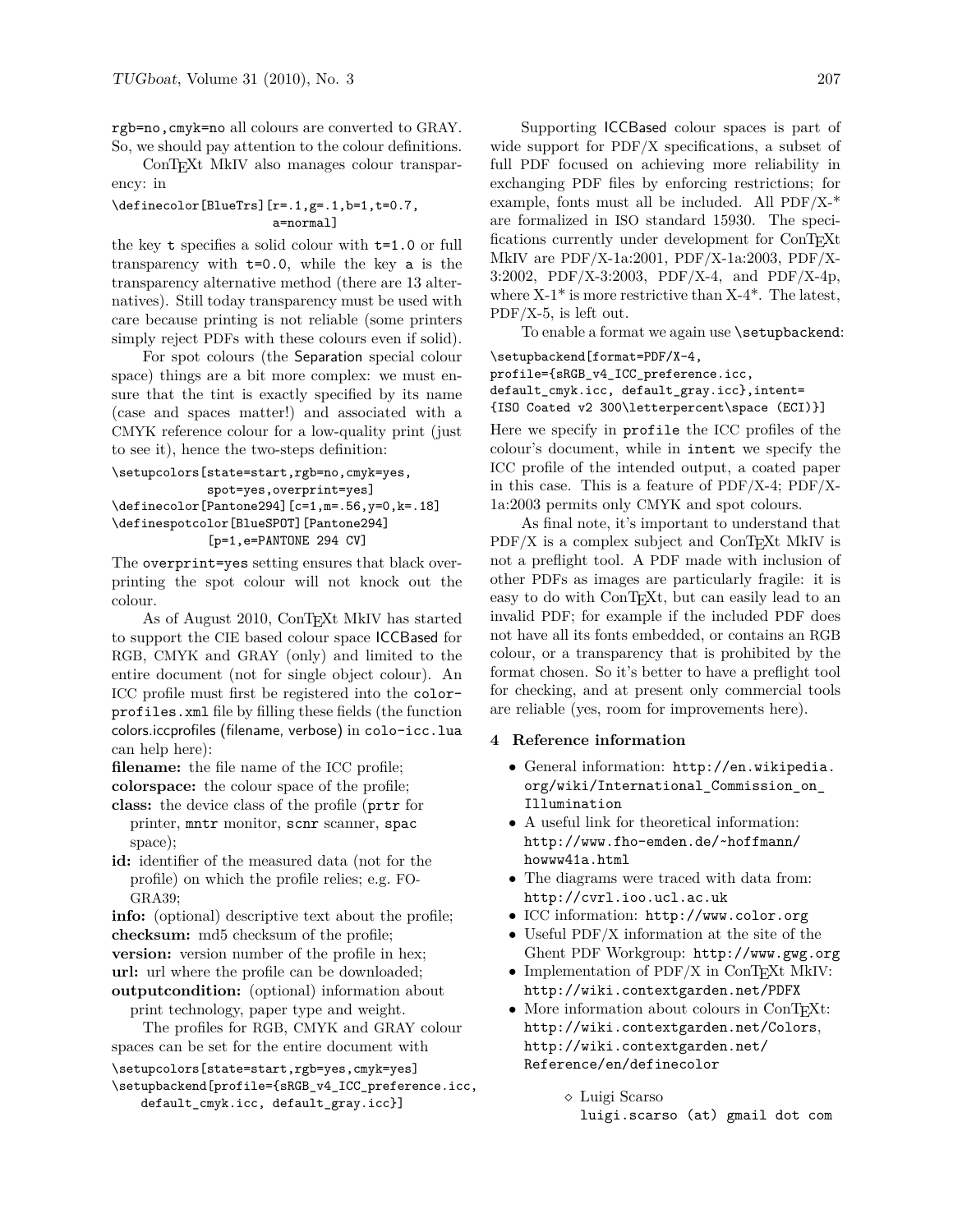rgb=no,cmyk=no all colours are converted to GRAY. So, we should pay attention to the colour definitions.

ConTEXt MkIV also manages colour transparency: in

```
\definecolor[BlueTrs][r=.1,g=.1,b=1,t=0.7,
                     a=normal]
```

the key t specifies a solid colour with t=1.0 or full transparency with t=0.0, while the key a is the transparency alternative method (there are 13 alternatives). Still today transparency must be used with care because printing is not reliable (some printers simply reject PDFs with these colours even if solid).

For spot colours (the Separation special colour space) things are a bit more complex: we must ensure that the tint is exactly specified by its name (case and spaces matter!) and associated with a CMYK reference colour for a low-quality print (just to see it), hence the two-steps definition:

```
\setupcolors[state=start,rgb=no,cmyk=yes,
            spot=yes,overprint=yes]
\definecolor[Pantone294][c=1,m=.56,y=0,k=.18]
\definespotcolor[BlueSPOT][Pantone294]
            [p=1,e=PANTONE 294 CV]
```

The overprint=yes setting ensures that black overprinting the spot colour will not knock out the colour.

As of August 2010, ConTEXt MkIV has started to support the CIE based colour space ICCBased for RGB, CMYK and GRAY (only) and limited to the entire document (not for single object colour). An ICC profile must first be registered into the colorprofiles.xml file by filling these fields (the function colors.iccprofiles (filename, verbose) in colo-icc.lua can help here):

**filename:** the file name of the ICC profile;
**colorspace:** the colour space of the profile;
**class:** the device class of the profile (prtr for printer, mntr monitor, scnr scanner, spac space);
**id:** identifier of the measured data (not for the profile) on which the profile relies; e.g. FOGRA39;
**info:** (optional) descriptive text about the profile;
**checksum:** md5 checksum of the profile;
**version:** version number of the profile in hex;
**url:** url where the profile can be downloaded;
**outputcondition:** (optional) information about print technology, paper type and weight.

The profiles for RGB, CMYK and GRAY colour spaces can be set for the entire document with

```
\setupcolors[state=start,rgb=yes,cmyk=yes]
\setupbackend[profile={sRGB_v4_ICC_preference.icc,
    default_cmyk.icc, default_gray.icc}]
```

Supporting ICCBased colour spaces is part of wide support for PDF/X specifications, a subset of full PDF focused on achieving more reliability in exchanging PDF files by enforcing restrictions; for example, fonts must all be included. All PDF/X-* are formalized in ISO standard 15930. The specifications currently under development for ConTEXt MkIV are PDF/X-1a:2001, PDF/X-1a:2003, PDF/X-3:2002, PDF/X-3:2003, PDF/X-4, and PDF/X-4p, where X-1* is more restrictive than X-4*. The latest, PDF/X-5, is left out.

To enable a format we again use \setupbackend:

```
\setupbackend[format=PDF/X-4,
profile={sRGB_v4_ICC_preference.icc,
default_cmyk.icc, default_gray.icc},intent=
{ISO Coated v2 300\letterpercent\space (ECI)}]
```

Here we specify in profile the ICC profiles of the colour's document, while in intent we specify the ICC profile of the intended output, a coated paper in this case. This is a feature of PDF/X-4; PDF/X-1a:2003 permits only CMYK and spot colours.

As final note, it's important to understand that PDF/X is a complex subject and ConTEXt MkIV is not a preflight tool. A PDF made with inclusion of other PDFs as images are particularly fragile: it is easy to do with ConTEXt, but can easily lead to an invalid PDF; for example if the included PDF does not have all its fonts embedded, or contains an RGB colour, or a transparency that is prohibited by the format chosen. So it's better to have a preflight tool for checking, and at present only commercial tools are reliable (yes, room for improvements here).

## 4 Reference information

- General information: http://en.wikipedia.org/wiki/International_Commission_on_Illumination
- A useful link for theoretical information: http://www.fho-emden.de/~hoffmann/howww41a.html
- The diagrams were traced with data from: http://cvrl.ioo.ucl.ac.uk
- ICC information: http://www.color.org
- Useful PDF/X information at the site of the Ghent PDF Workgroup: http://www.gwg.org
- Implementation of PDF/X in ConTEXt MkIV: http://wiki.contextgarden.net/PDFX
- More information about colours in ConTEXt: http://wiki.contextgarden.net/Colors, http://wiki.contextgarden.net/Reference/en/definecolor

◇ Luigi Scarso
luigi.scarso (at) gmail dot com